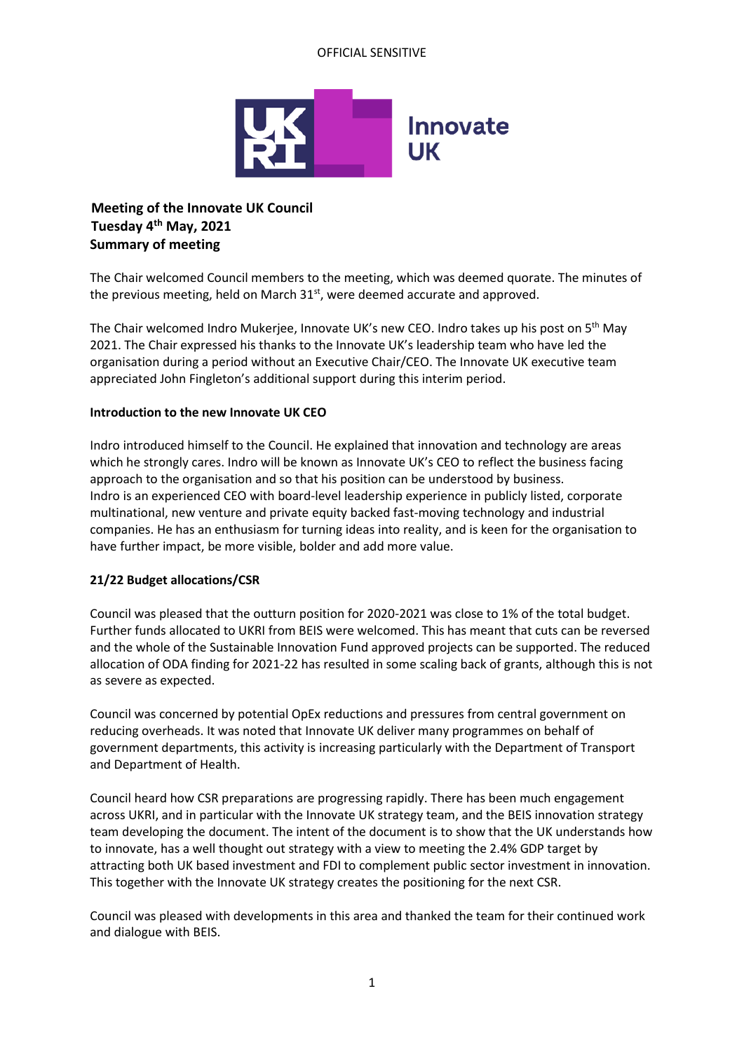OFFICIAL SENSITIVE

**Meeting of the Innovate UK Council**
**Tuesday 4th May, 2021**
**Summary of meeting**

The Chair welcomed Council members to the meeting, which was deemed quorate. The minutes of the previous meeting, held on March 31st, were deemed accurate and approved.

The Chair welcomed Indro Mukerjee, Innovate UK's new CEO. Indro takes up his post on 5th May 2021. The Chair expressed his thanks to the Innovate UK's leadership team who have led the organisation during a period without an Executive Chair/CEO. The Innovate UK executive team appreciated John Fingleton's additional support during this interim period.

### Introduction to the new Innovate UK CEO

Indro introduced himself to the Council. He explained that innovation and technology are areas which he strongly cares. Indro will be known as Innovate UK's CEO to reflect the business facing approach to the organisation and so that his position can be understood by business. Indro is an experienced CEO with board-level leadership experience in publicly listed, corporate multinational, new venture and private equity backed fast-moving technology and industrial companies. He has an enthusiasm for turning ideas into reality, and is keen for the organisation to have further impact, be more visible, bolder and add more value.

### 21/22 Budget allocations/CSR

Council was pleased that the outturn position for 2020-2021 was close to 1% of the total budget. Further funds allocated to UKRI from BEIS were welcomed. This has meant that cuts can be reversed and the whole of the Sustainable Innovation Fund approved projects can be supported. The reduced allocation of ODA finding for 2021-22 has resulted in some scaling back of grants, although this is not as severe as expected.

Council was concerned by potential OpEx reductions and pressures from central government on reducing overheads. It was noted that Innovate UK deliver many programmes on behalf of government departments, this activity is increasing particularly with the Department of Transport and Department of Health.

Council heard how CSR preparations are progressing rapidly. There has been much engagement across UKRI, and in particular with the Innovate UK strategy team, and the BEIS innovation strategy team developing the document. The intent of the document is to show that the UK understands how to innovate, has a well thought out strategy with a view to meeting the 2.4% GDP target by attracting both UK based investment and FDI to complement public sector investment in innovation. This together with the Innovate UK strategy creates the positioning for the next CSR.

Council was pleased with developments in this area and thanked the team for their continued work and dialogue with BEIS.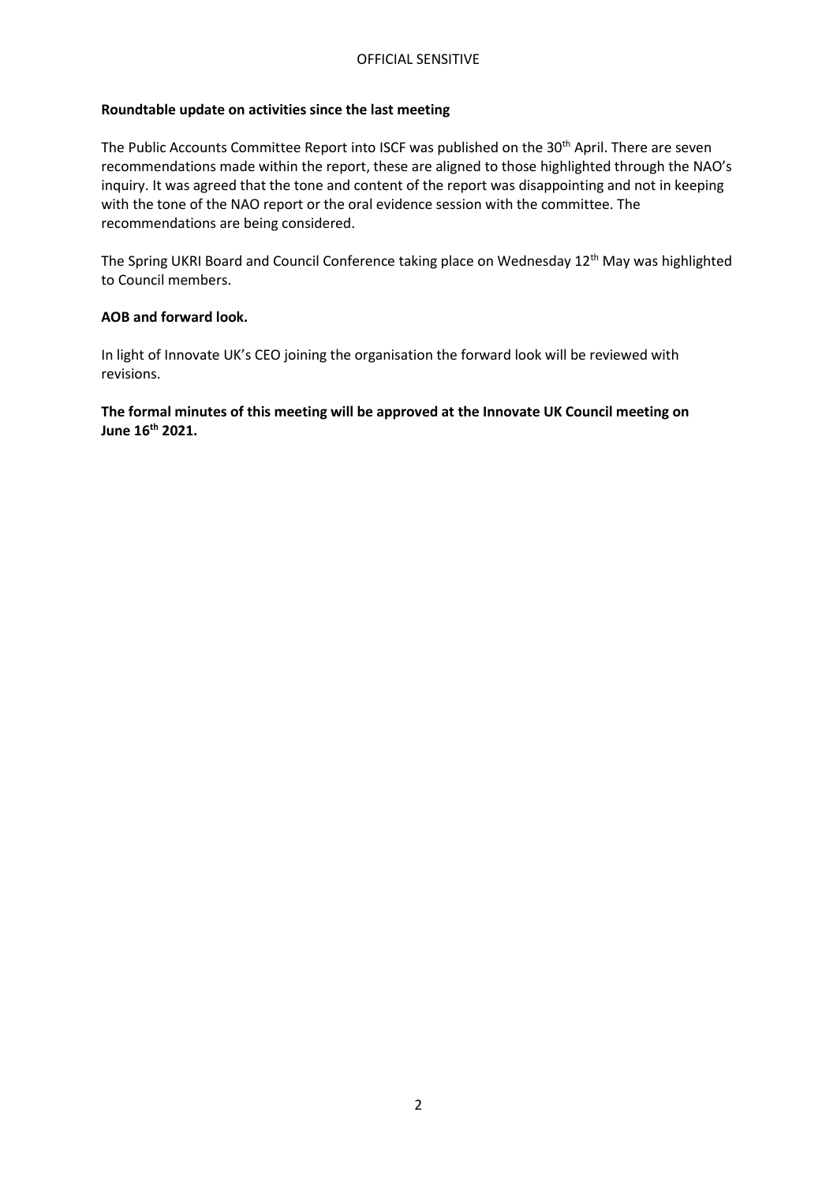**Roundtable update on activities since the last meeting**

The Public Accounts Committee Report into ISCF was published on the 30th April. There are seven recommendations made within the report, these are aligned to those highlighted through the NAO's inquiry. It was agreed that the tone and content of the report was disappointing and not in keeping with the tone of the NAO report or the oral evidence session with the committee. The recommendations are being considered.

The Spring UKRI Board and Council Conference taking place on Wednesday 12th May was highlighted to Council members.

**AOB and forward look.**

In light of Innovate UK's CEO joining the organisation the forward look will be reviewed with revisions.

**The formal minutes of this meeting will be approved at the Innovate UK Council meeting on June 16th 2021.**